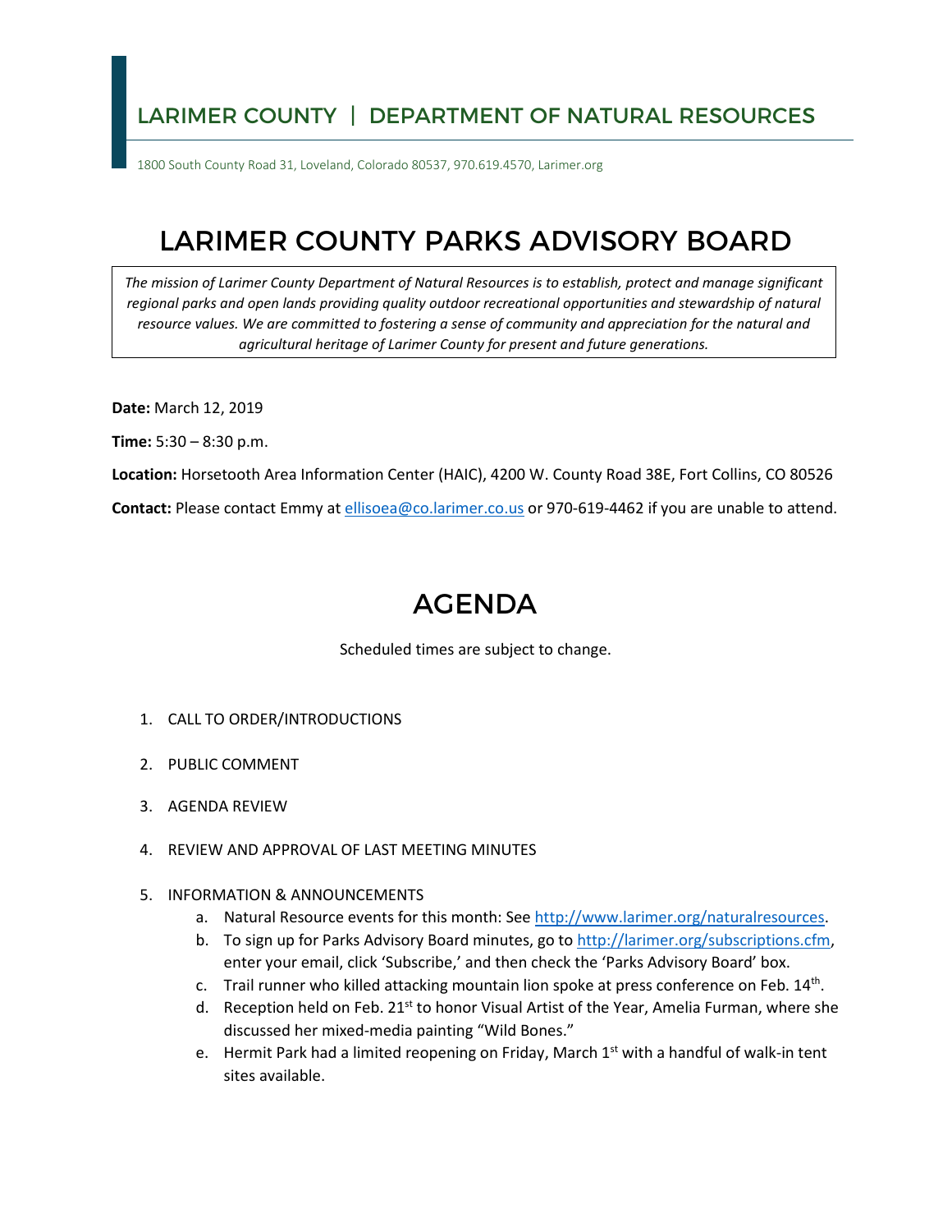# LARIMER COUNTY | DEPARTMENT OF NATURAL RESOURCES

1800 South County Road 31, Loveland, Colorado 80537, 970.619.4570, Larimer.org

# LARIMER COUNTY PARKS ADVISORY BOARD

*The mission of Larimer County Department of Natural Resources is to establish, protect and manage significant regional parks and open lands providing quality outdoor recreational opportunities and stewardship of natural resource values. We are committed to fostering a sense of community and appreciation for the natural and agricultural heritage of Larimer County for present and future generations.*

**Date:** March 12, 2019

**Time:** 5:30 – 8:30 p.m.

**Location:** Horsetooth Area Information Center (HAIC), 4200 W. County Road 38E, Fort Collins, CO 80526

**Contact:** Please contact Emmy at ellisoea@co.larimer.co.us or 970-619-4462 if you are unable to attend.

# AGENDA

Scheduled times are subject to change.

1. CALL TO ORDER/INTRODUCTIONS
2. PUBLIC COMMENT
3. AGENDA REVIEW
4. REVIEW AND APPROVAL OF LAST MEETING MINUTES
5. INFORMATION & ANNOUNCEMENTS
   a. Natural Resource events for this month: See http://www.larimer.org/naturalresources.
   b. To sign up for Parks Advisory Board minutes, go to http://larimer.org/subscriptions.cfm, enter your email, click 'Subscribe,' and then check the 'Parks Advisory Board' box.
   c. Trail runner who killed attacking mountain lion spoke at press conference on Feb. 14th.
   d. Reception held on Feb. 21st to honor Visual Artist of the Year, Amelia Furman, where she discussed her mixed-media painting "Wild Bones."
   e. Hermit Park had a limited reopening on Friday, March 1st with a handful of walk-in tent sites available.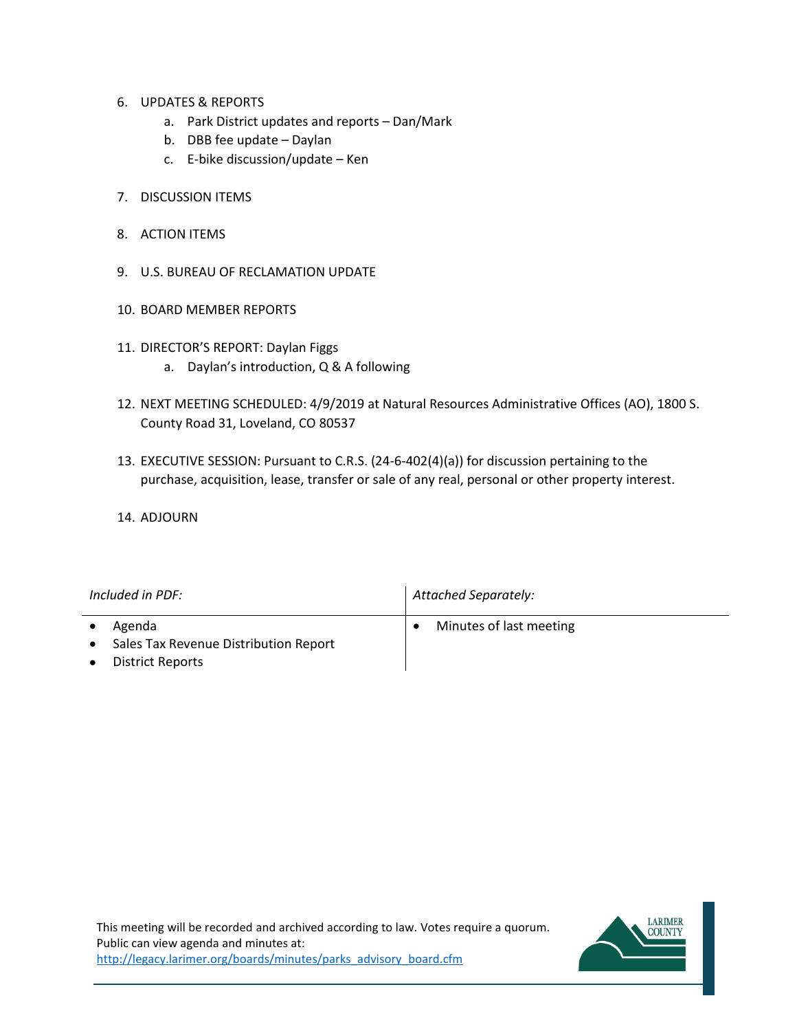6. UPDATES & REPORTS
    a. Park District updates and reports – Dan/Mark
    b. DBB fee update – Daylan
    c. E-bike discussion/update – Ken

7. DISCUSSION ITEMS

8. ACTION ITEMS

9. U.S. BUREAU OF RECLAMATION UPDATE

10. BOARD MEMBER REPORTS

11. DIRECTOR'S REPORT: Daylan Figgs
    a. Daylan's introduction, Q & A following

12. NEXT MEETING SCHEDULED: 4/9/2019 at Natural Resources Administrative Offices (AO), 1800 S. County Road 31, Loveland, CO 80537

13. EXECUTIVE SESSION: Pursuant to C.R.S. (24-6-402(4)(a)) for discussion pertaining to the purchase, acquisition, lease, transfer or sale of any real, personal or other property interest.

14. ADJOURN

| *Included in PDF:* | *Attached Separately:* |
|---|---|
| • Agenda<br>• Sales Tax Revenue Distribution Report<br>• District Reports | • Minutes of last meeting |

This meeting will be recorded and archived according to law. Votes require a quorum. Public can view agenda and minutes at:
http://legacy.larimer.org/boards/minutes/parks_advisory_board.cfm

LARIMER COUNTY